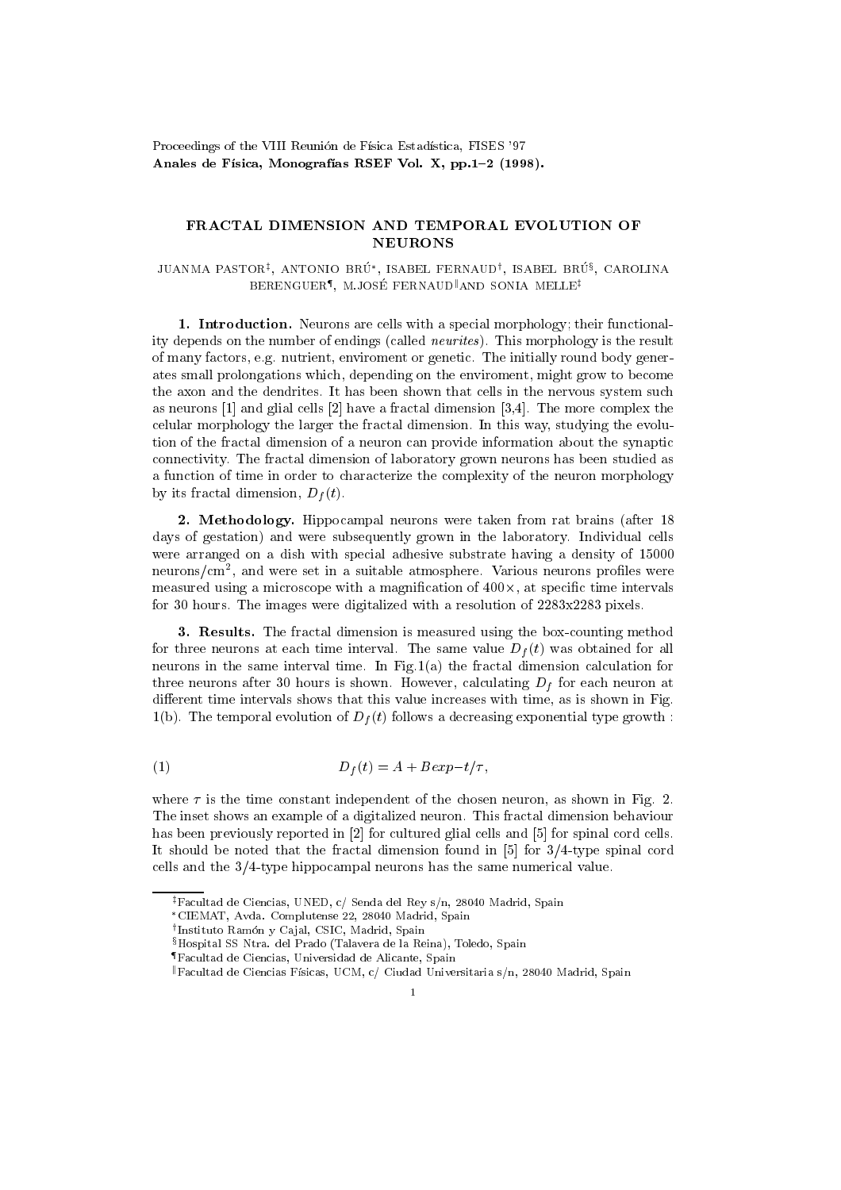Proceedings of the VIII Reunión de Física Estadística, FISES '97
**Anales de Física, Monografías RSEF Vol. X, pp.1–2 (1998).**

# FRACTAL DIMENSION AND TEMPORAL EVOLUTION OF NEURONS

JUANMA PASTOR[‡], ANTONIO BRÚ[*], ISABEL FERNAUD[†], ISABEL BRÚ[§], CAROLINA BERENGUER[¶], M.JOSÉ FERNAUD[‖] AND SONIA MELLE[‡]

**1. Introduction.** Neurons are cells with a special morphology; their functionality depends on the number of endings (called *neurites*). This morphology is the result of many factors, e.g. nutrient, enviroment or genetic. The initially round body generates small prolongations which, depending on the enviroment, might grow to become the axon and the dendrites. It has been shown that cells in the nervous system such as neurons [1] and glial cells [2] have a fractal dimension [3,4]. The more complex the celular morphology the larger the fractal dimension. In this way, studying the evolution of the fractal dimension of a neuron can provide information about the synaptic connectivity. The fractal dimension of laboratory grown neurons has been studied as a function of time in order to characterize the complexity of the neuron morphology by its fractal dimension, $D_f(t)$.

**2. Methodology.** Hippocampal neurons were taken from rat brains (after 18 days of gestation) and were subsequently grown in the laboratory. Individual cells were arranged on a dish with special adhesive substrate having a density of 15000 neurons/cm$^2$, and were set in a suitable atmosphere. Various neurons profiles were measured using a microscope with a magnification of 400×, at specific time intervals for 30 hours. The images were digitalized with a resolution of 2283x2283 pixels.

**3. Results.** The fractal dimension is measured using the box-counting method for three neurons at each time interval. The same value $D_f(t)$ was obtained for all neurons in the same interval time. In Fig.1(a) the fractal dimension calculation for three neurons after 30 hours is shown. However, calculating $D_f$ for each neuron at different time intervals shows that this value increases with time, as is shown in Fig. 1(b). The temporal evolution of $D_f(t)$ follows a decreasing exponential type growth :

$$D_f(t) = A + B exp{-t/\tau}, \qquad (1)$$

where $\tau$ is the time constant independent of the chosen neuron, as shown in Fig. 2. The inset shows an example of a digitalized neuron. This fractal dimension behaviour has been previously reported in [2] for cultured glial cells and [5] for spinal cord cells. It should be noted that the fractal dimension found in [5] for 3/4-type spinal cord cells and the 3/4-type hippocampal neurons has the same numerical value.

---

[‡] Facultad de Ciencias, UNED, c/ Senda del Rey s/n, 28040 Madrid, Spain
[*] CIEMAT, Avda. Complutense 22, 28040 Madrid, Spain
[†] Instituto Ramón y Cajal, CSIC, Madrid, Spain
[§] Hospital SS Ntra. del Prado (Talavera de la Reina), Toledo, Spain
[¶] Facultad de Ciencias, Universidad de Alicante, Spain
[‖] Facultad de Ciencias Físicas, UCM, c/ Ciudad Universitaria s/n, 28040 Madrid, Spain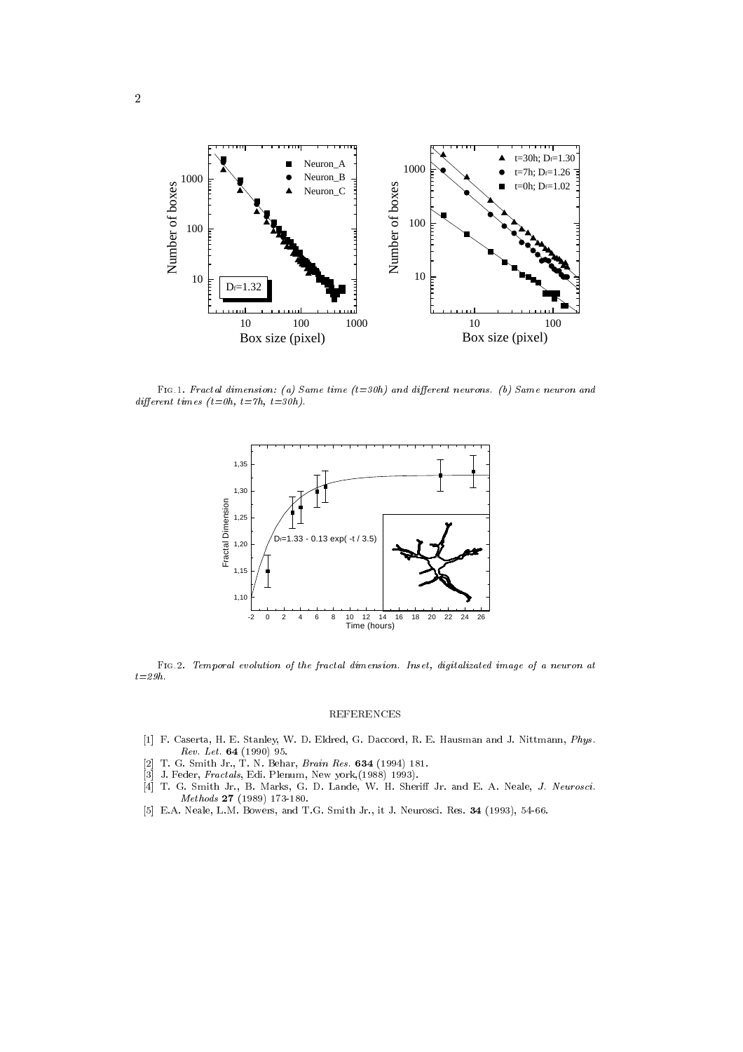Neuron_A
Neuron_B
Neuron_C
Number of boxes
Box size (pixel)
$D_f$=1.32

t=30h; $D_f$=1.30
t=7h; $D_f$=1.26
t=0h; $D_f$=1.02
Number of boxes
Box size (pixel)

Fig.1. *Fractal dimension: (a) Same time (t=30h) and different neurons. (b) Same neuron and different times (t=0h, t=7h, t=30h).*

Fractal Dimension
Time (hours)
$D_f$=1.33 - 0.13 exp( -t / 3.5)

Fig.2. *Temporal evolution of the fractal dimension. Inset, digitalizated image of a neuron at t=29h.*

## REFERENCES

[1] F. Caserta, H. E. Stanley, W. D. Eldred, G. Daccord, R. E. Hausman and J. Nittmann, *Phys. Rev. Let.* **64** (1990) 95.

[2] T. G. Smith Jr., T. N. Behar, *Brain Res.* **634** (1994) 181.

[3] J. Feder, *Fractals*, Edi. Plenum, New york,(1988) 1993).

[4] T. G. Smith Jr., B. Marks, G. D. Lande, W. H. Sheriff Jr. and E. A. Neale, *J. Neurosci. Methods* **27** (1989) 173-180.

[5] E.A. Neale, L.M. Bowers, and T.G. Smith Jr., it J. Neurosci. Res. **34** (1993), 54-66.